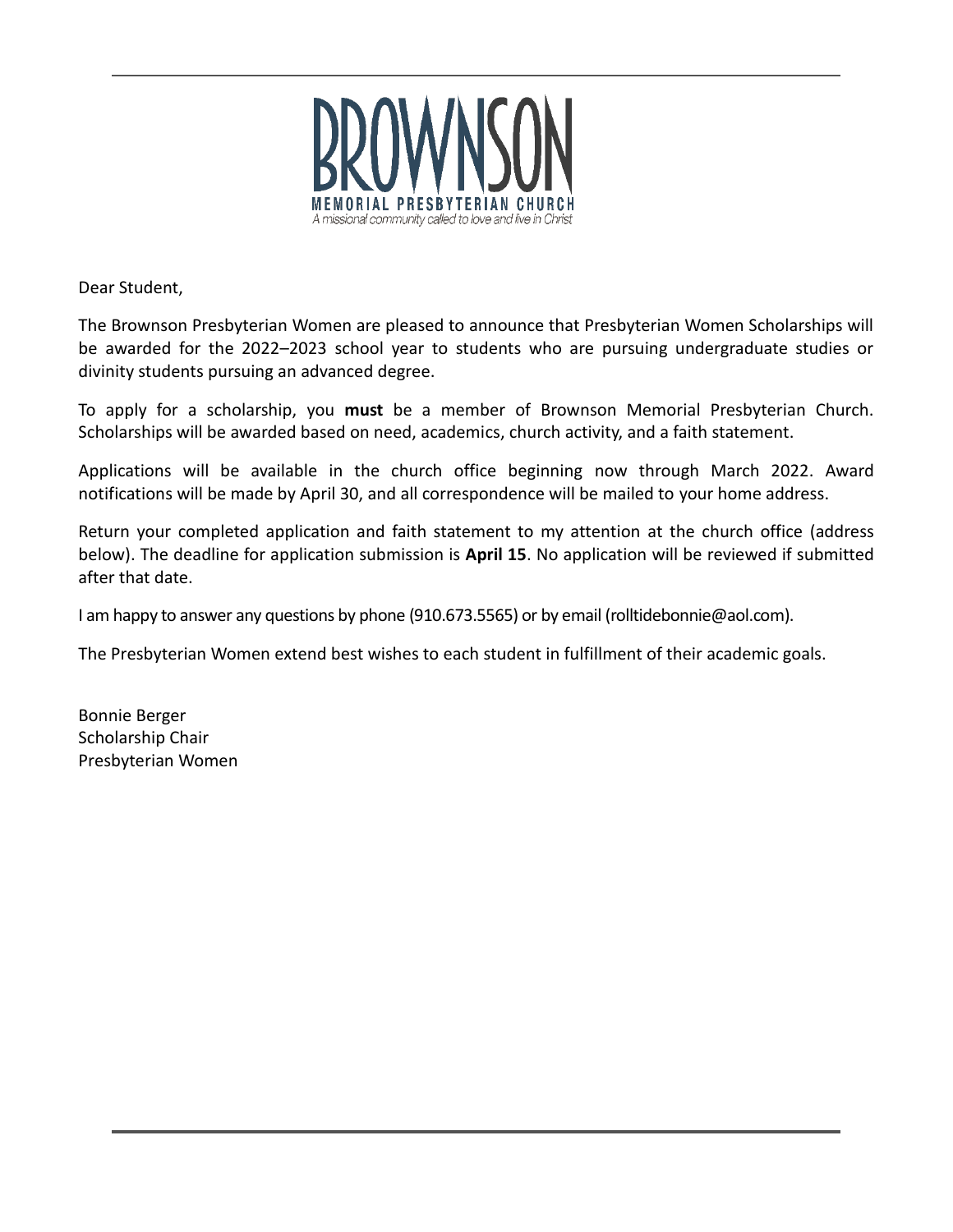# BROWNSON

**MEMORIAL PRESBYTERIAN CHURCH**

*A missional community called to love and live in Christ*

Dear Student,

The Brownson Presbyterian Women are pleased to announce that Presbyterian Women Scholarships will be awarded for the 2022–2023 school year to students who are pursuing undergraduate studies or divinity students pursuing an advanced degree.

To apply for a scholarship, you **must** be a member of Brownson Memorial Presbyterian Church. Scholarships will be awarded based on need, academics, church activity, and a faith statement.

Applications will be available in the church office beginning now through March 2022. Award notifications will be made by April 30, and all correspondence will be mailed to your home address.

Return your completed application and faith statement to my attention at the church office (address below). The deadline for application submission is **April 15**. No application will be reviewed if submitted after that date.

I am happy to answer any questions by phone (910.673.5565) or by email (rolltidebonnie@aol.com).

The Presbyterian Women extend best wishes to each student in fulfillment of their academic goals.

Bonnie Berger
Scholarship Chair
Presbyterian Women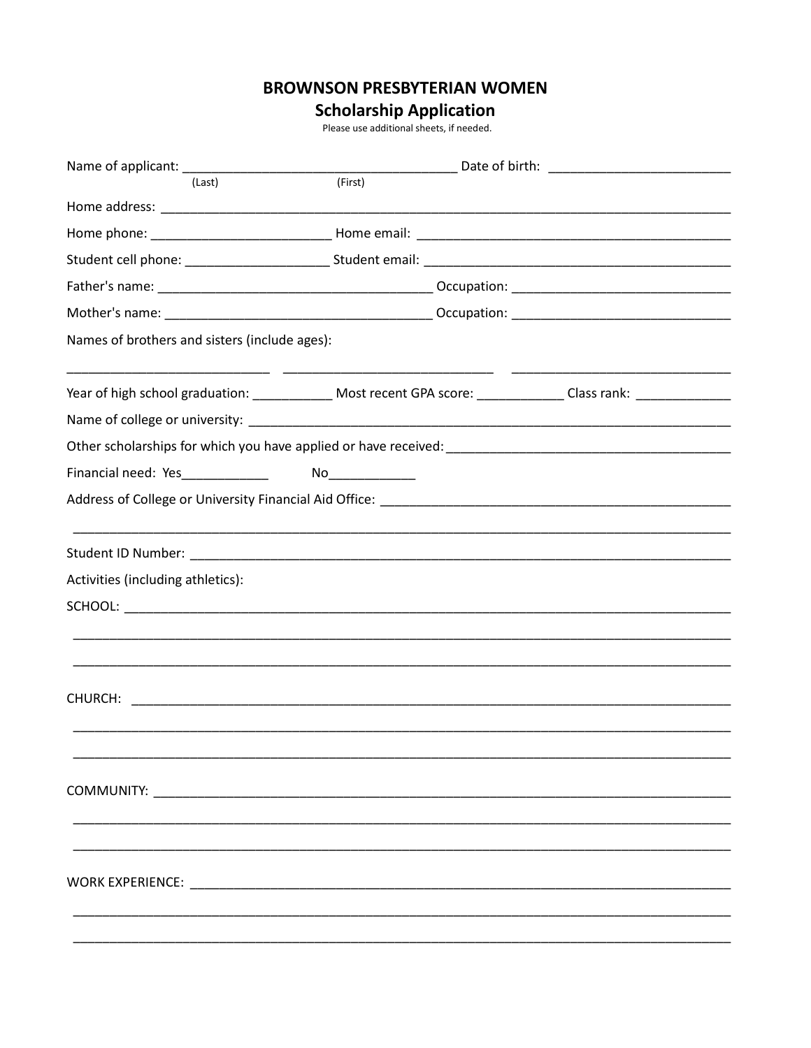# BROWNSON PRESBYTERIAN WOMEN

## Scholarship Application

Please use additional sheets, if needed.

Name of applicant: ______________________________________ Date of birth: _________________________
(Last) (First)

Home address: ___________________________________________________________________________________

Home phone: _________________________ Home email: ____________________________________________

Student cell phone: ___________________ Student email: __________________________________________

Father's name: ______________________________________ Occupation: ______________________________

Mother's name: ______________________________________ Occupation: ______________________________

Names of brothers and sisters (include ages):

____________________________ ____________________________ ______________________________

Year of high school graduation: ___________ Most recent GPA score: ____________ Class rank: _____________

Name of college or university: ______________________________________________________________________

Other scholarships for which you have applied or have received: _______________________________________

Financial need: Yes____________ No____________

Address of College or University Financial Aid Office: ________________________________________________

_____________________________________________________________________________________________

Student ID Number: ___________________________________________________________________________

Activities (including athletics):

SCHOOL: ____________________________________________________________________________________

_____________________________________________________________________________________________

_____________________________________________________________________________________________

CHURCH: ____________________________________________________________________________________

_____________________________________________________________________________________________

_____________________________________________________________________________________________

COMMUNITY: _________________________________________________________________________________

_____________________________________________________________________________________________

_____________________________________________________________________________________________

WORK EXPERIENCE: ___________________________________________________________________________

_____________________________________________________________________________________________

_____________________________________________________________________________________________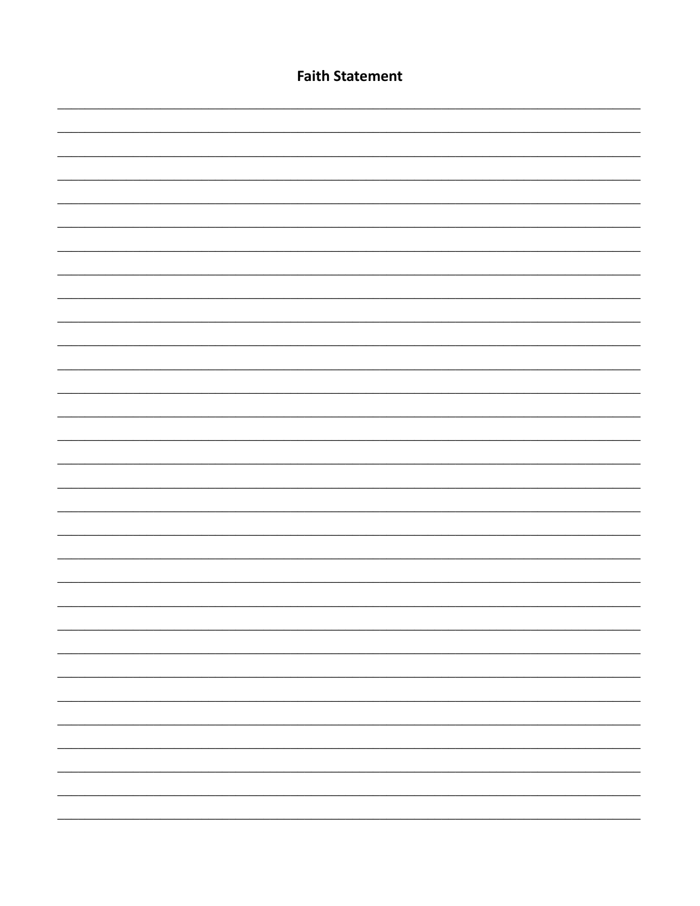**Faith Statement**